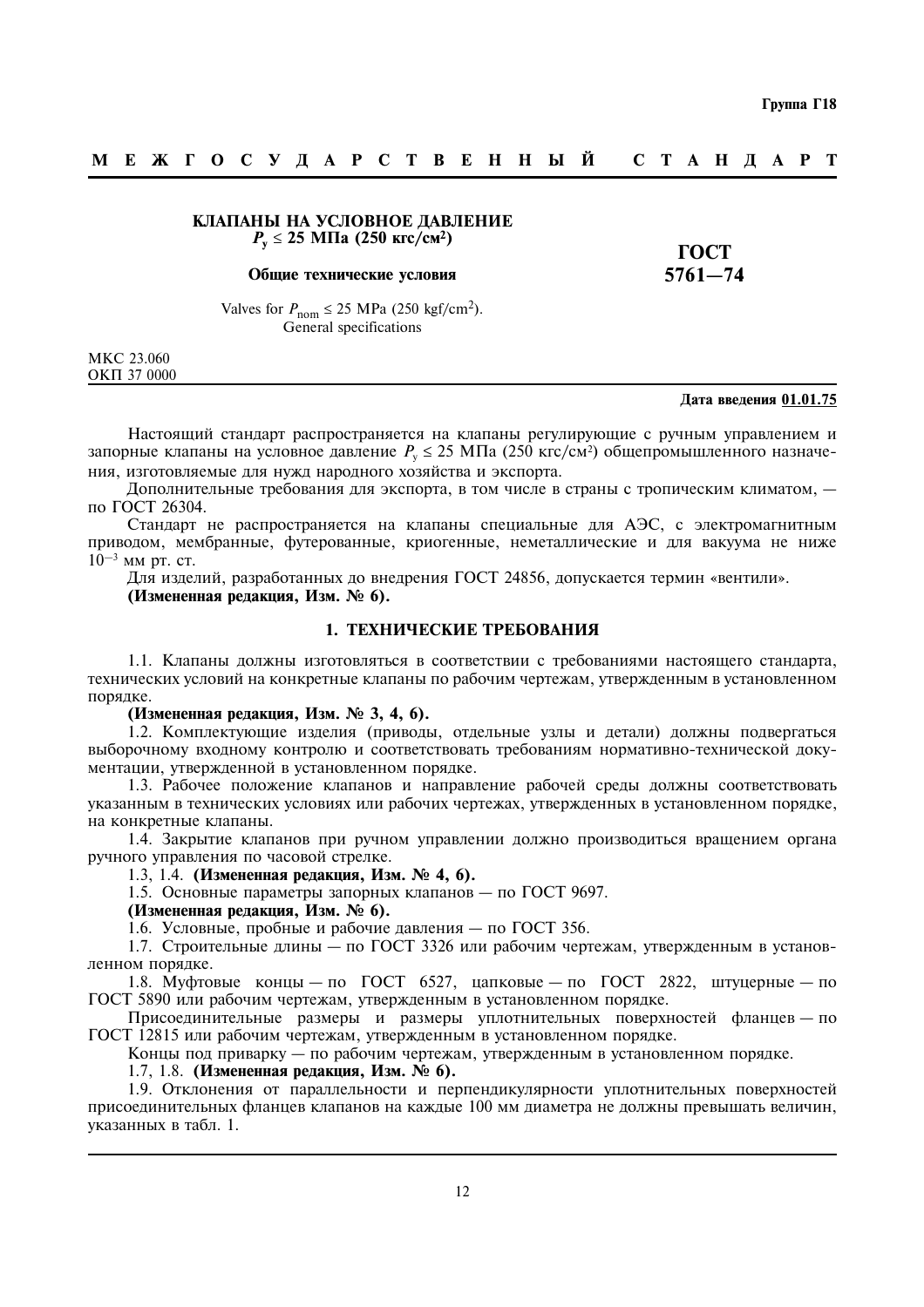Группа Г18

**М Е Ж Г О С У Д А Р С Т В Е Н Н Ы Й С Т А Н Д А Р Т**

# КЛАПАНЫ НА УСЛОВНОЕ ДАВЛЕНИЕ $P_у \leq 25$ МПа (250 кгс/см²)

## Общие технические условия

Valves for $P_{nom} \leq 25$ MPa (250 kgf/cm²). General specifications

**ГОСТ 5761—74**

МКС 23.060
ОКП 37 0000

**Дата введения 01.01.75**

Настоящий стандарт распространяется на клапаны регулирующие с ручным управлением и запорные клапаны на условное давление $P_у \leq 25$ МПа (250 кгс/см²) общепромышленного назначения, изготовляемые для нужд народного хозяйства и экспорта.

Дополнительные требования для экспорта, в том числе в страны с тропическим климатом, — по ГОСТ 26304.

Стандарт не распространяется на клапаны специальные для АЭС, с электромагнитным приводом, мембранные, футерованные, криогенные, неметаллические и для вакуума не ниже $10^{-3}$ мм рт. ст.

Для изделий, разработанных до внедрения ГОСТ 24856, допускается термин «вентили».

**(Измененная редакция, Изм. № 6).**

## 1. ТЕХНИЧЕСКИЕ ТРЕБОВАНИЯ

1.1. Клапаны должны изготовляться в соответствии с требованиями настоящего стандарта, технических условий на конкретные клапаны по рабочим чертежам, утвержденным в установленном порядке.

**(Измененная редакция, Изм. № 3, 4, 6).**

1.2. Комплектующие изделия (приводы, отдельные узлы и детали) должны подвергаться выборочному входному контролю и соответствовать требованиям нормативно-технической документации, утвержденной в установленном порядке.

1.3. Рабочее положение клапанов и направление рабочей среды должны соответствовать указанным в технических условиях или рабочих чертежах, утвержденных в установленном порядке, на конкретные клапаны.

1.4. Закрытие клапанов при ручном управлении должно производиться вращением органа ручного управления по часовой стрелке.

1.3, 1.4. **(Измененная редакция, Изм. № 4, 6).**

1.5. Основные параметры запорных клапанов — по ГОСТ 9697.

**(Измененная редакция, Изм. № 6).**

1.6. Условные, пробные и рабочие давления — по ГОСТ 356.

1.7. Строительные длины — по ГОСТ 3326 или рабочим чертежам, утвержденным в установленном порядке.

1.8. Муфтовые концы — по ГОСТ 6527, цапковые — по ГОСТ 2822, штуцерные — по ГОСТ 5890 или рабочим чертежам, утвержденным в установленном порядке.

Присоединительные размеры и размеры уплотнительных поверхностей фланцев — по ГОСТ 12815 или рабочим чертежам, утвержденным в установленном порядке.

Концы под приварку — по рабочим чертежам, утвержденным в установленном порядке.

1.7, 1.8. **(Измененная редакция, Изм. № 6).**

1.9. Отклонения от параллельности и перпендикулярности уплотнительных поверхностей присоединительных фланцев клапанов на каждые 100 мм диаметра не должны превышать величин, указанных в табл. 1.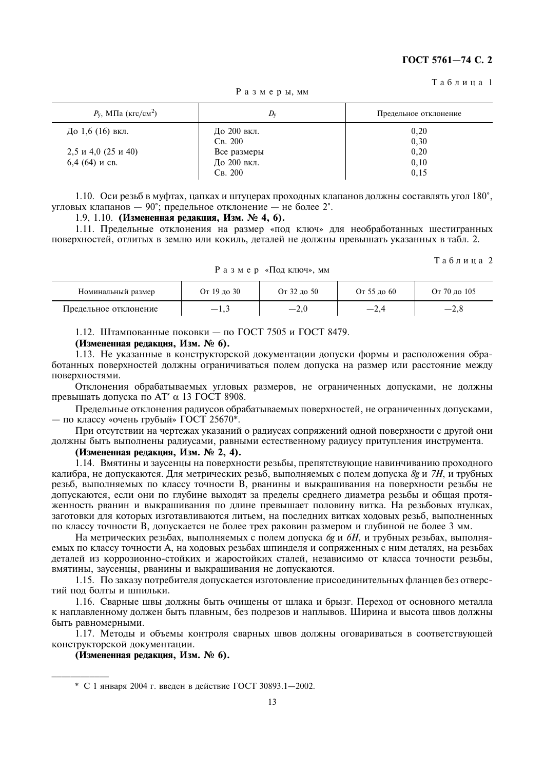Таблица 1

Размеры, мм

| $P_y$, МПа (кгс/см$^2$) | $D_y$ | Предельное отклонение |
|---|---|---|
| До 1,6 (16) вкл. | До 200 вкл. | 0,20 |
| | Св. 200 | 0,30 |
| 2,5 и 4,0 (25 и 40) | Все размеры | 0,20 |
| 6,4 (64) и св. | До 200 вкл. | 0,10 |
| | Св. 200 | 0,15 |

1.10. Оси резьб в муфтах, цапках и штуцерах проходных клапанов должны составлять угол 180°, угловых клапанов — 90°; предельное отклонение — не более 2°.

1.9, 1.10. **(Измененная редакция, Изм. № 4, 6).**

1.11. Предельные отклонения на размер «под ключ» для необработанных шестигранных поверхностей, отлитых в землю или кокиль, деталей не должны превышать указанных в табл. 2.

Таблица 2

Размер «Под ключ», мм

| Номинальный размер | От 19 до 30 | От 32 до 50 | От 55 до 60 | От 70 до 105 |
|---|---|---|---|---|
| Предельное отклонение | −1,3 | −2,0 | −2,4 | −2,8 |

1.12. Штампованные поковки — по ГОСТ 7505 и ГОСТ 8479.

**(Измененная редакция, Изм. № 6).**

1.13. Не указанные в конструкторской документации допуски формы и расположения обработанных поверхностей должны ограничиваться полем допуска на размер или расстояние между поверхностями.

Отклонения обрабатываемых угловых размеров, не ограниченных допусками, не должны превышать допуска по АТ′ $\alpha$ 13 ГОСТ 8908.

Предельные отклонения радиусов обрабатываемых поверхностей, не ограниченных допусками, — по классу «очень грубый» ГОСТ 25670*.

При отсутствии на чертежах указаний о радиусах сопряжений одной поверхности с другой они должны быть выполнены радиусами, равными естественному радиусу притупления инструмента.

**(Измененная редакция, Изм. № 2, 4).**

1.14. Вмятины и заусенцы на поверхности резьбы, препятствующие навинчиванию проходного калибра, не допускаются. Для метрических резьб, выполняемых с полем допуска *8g* и *7H*, и трубных резьб, выполняемых по классу точности В, рванины и выкрашивания на поверхности резьбы не допускаются, если они по глубине выходят за пределы среднего диаметра резьбы и общая протяженность рванин и выкрашивания по длине превышает половину витка. На резьбовых втулках, заготовки для которых изготавливаются литьем, на последних витках ходовых резьб, выполненных по классу точности В, допускается не более трех раковин размером и глубиной не более 3 мм.

На метрических резьбах, выполняемых с полем допуска *6g* и *6H*, и трубных резьбах, выполняемых по классу точности А, на ходовых резьбах шпинделя и сопряженных с ним деталях, на резьбах деталей из коррозионно-стойких и жаростойких сталей, независимо от класса точности резьбы, вмятины, заусенцы, рванины и выкрашивания не допускаются.

1.15. По заказу потребителя допускается изготовление присоединительных фланцев без отверстий под болты и шпильки.

1.16. Сварные швы должны быть очищены от шлака и брызг. Переход от основного металла к наплавленному должен быть плавным, без подрезов и наплывов. Ширина и высота швов должны быть равномерными.

1.17. Методы и объемы контроля сварных швов должны оговариваться в соответствующей конструкторской документации.

**(Измененная редакция, Изм. № 6).**

---

\* С 1 января 2004 г. введен в действие ГОСТ 30893.1—2002.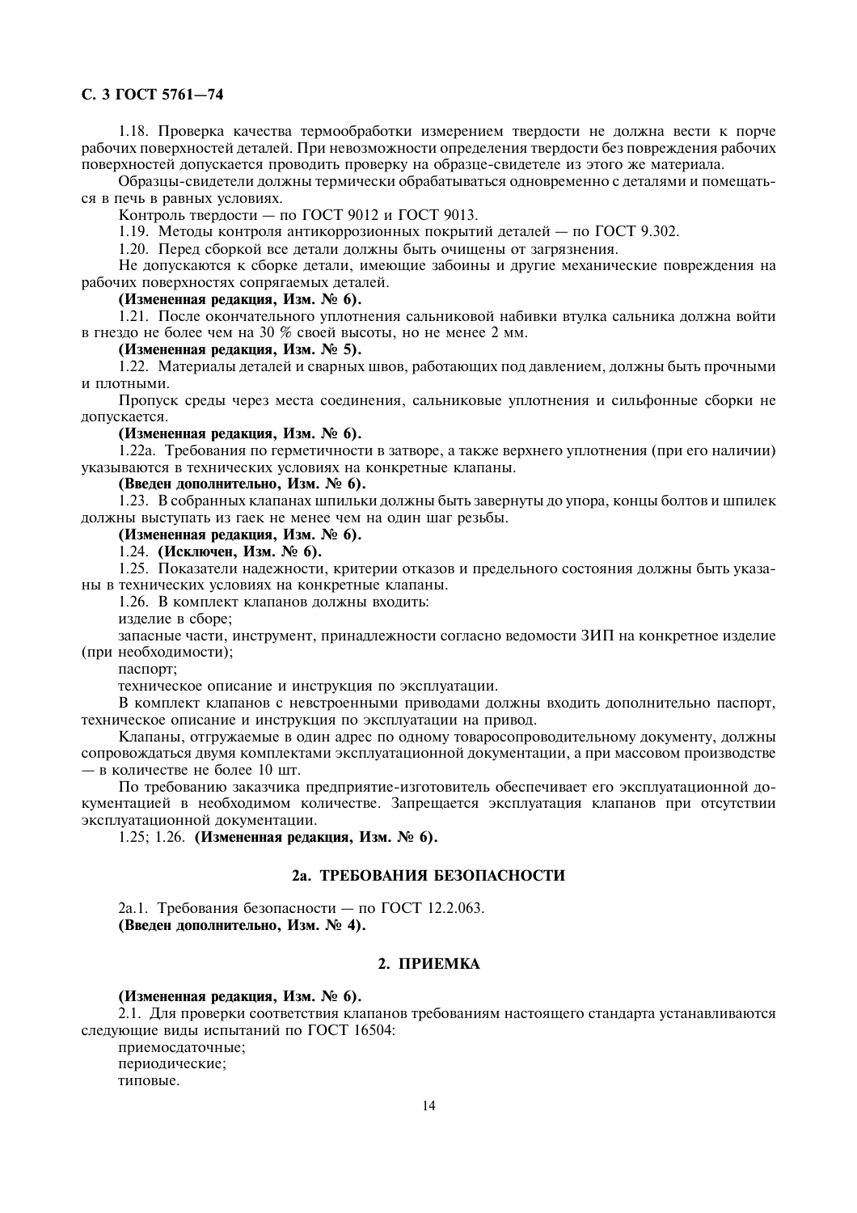1.18. Проверка качества термообработки измерением твердости не должна вести к порче рабочих поверхностей деталей. При невозможности определения твердости без повреждения рабочих поверхностей допускается проводить проверку на образце-свидетеле из этого же материала.

Образцы-свидетели должны термически обрабатываться одновременно с деталями и помещаться в печь в равных условиях.

Контроль твердости — по ГОСТ 9012 и ГОСТ 9013.

1.19. Методы контроля антикоррозионных покрытий деталей — по ГОСТ 9.302.

1.20. Перед сборкой все детали должны быть очищены от загрязнения.

Не допускаются к сборке детали, имеющие забоины и другие механические повреждения на рабочих поверхностях сопрягаемых деталей.

**(Измененная редакция, Изм. № 6).**

1.21. После окончательного уплотнения сальниковой набивки втулка сальника должна войти в гнездо не более чем на 30 % своей высоты, но не менее 2 мм.

**(Измененная редакция, Изм. № 5).**

1.22. Материалы деталей и сварных швов, работающих под давлением, должны быть прочными и плотными.

Пропуск среды через места соединения, сальниковые уплотнения и сильфонные сборки не допускается.

**(Измененная редакция, Изм. № 6).**

1.22а. Требования по герметичности в затворе, а также верхнего уплотнения (при его наличии) указываются в технических условиях на конкретные клапаны.

**(Введен дополнительно, Изм. № 6).**

1.23. В собранных клапанах шпильки должны быть завернуты до упора, концы болтов и шпилек должны выступать из гаек не менее чем на один шаг резьбы.

**(Измененная редакция, Изм. № 6).**

1.24. **(Исключен, Изм. № 6).**

1.25. Показатели надежности, критерии отказов и предельного состояния должны быть указаны в технических условиях на конкретные клапаны.

1.26. В комплект клапанов должны входить:

изделие в сборе;

запасные части, инструмент, принадлежности согласно ведомости ЗИП на конкретное изделие (при необходимости);

паспорт;

техническое описание и инструкция по эксплуатации.

В комплект клапанов с невстроенными приводами должны входить дополнительно паспорт, техническое описание и инструкция по эксплуатации на привод.

Клапаны, отгружаемые в один адрес по одному товаросопроводительному документу, должны сопровождаться двумя комплектами эксплуатационной документации, а при массовом производстве — в количестве не более 10 шт.

По требованию заказчика предприятие-изготовитель обеспечивает его эксплуатационной документацией в необходимом количестве. Запрещается эксплуатация клапанов при отсутствии эксплуатационной документации.

1.25; 1.26. **(Измененная редакция, Изм. № 6).**

## 2а. ТРЕБОВАНИЯ БЕЗОПАСНОСТИ

2а.1. Требования безопасности — по ГОСТ 12.2.063.

**(Введен дополнительно, Изм. № 4).**

## 2. ПРИЕМКА

**(Измененная редакция, Изм. № 6).**

2.1. Для проверки соответствия клапанов требованиям настоящего стандарта устанавливаются следующие виды испытаний по ГОСТ 16504:

приемосдаточные;

периодические;

типовые.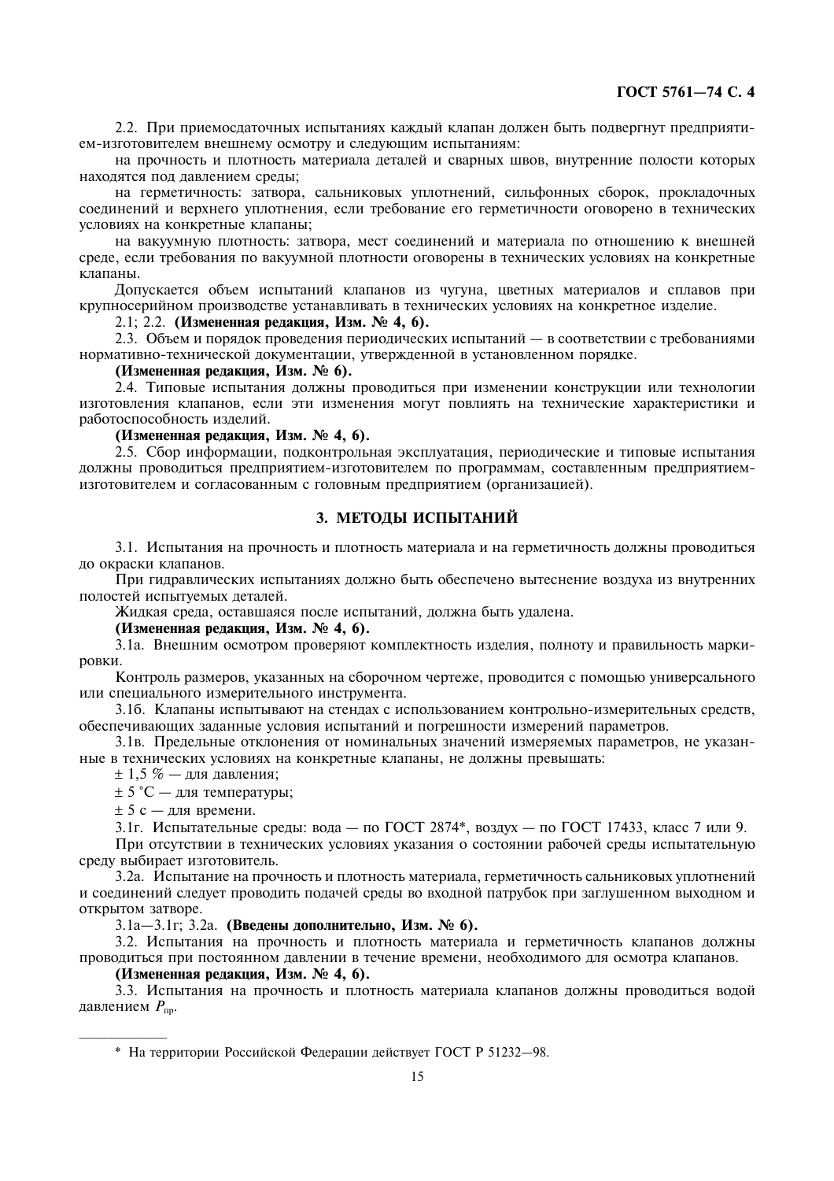2.2. При приемосдаточных испытаниях каждый клапан должен быть подвергнут предприятием-изготовителем внешнему осмотру и следующим испытаниям:

на прочность и плотность материала деталей и сварных швов, внутренние полости которых находятся под давлением среды;

на герметичность: затвора, сальниковых уплотнений, сильфонных сборок, прокладочных соединений и верхнего уплотнения, если требование его герметичности оговорено в технических условиях на конкретные клапаны;

на вакуумную плотность: затвора, мест соединений и материала по отношению к внешней среде, если требования по вакуумной плотности оговорены в технических условиях на конкретные клапаны.

Допускается объем испытаний клапанов из чугуна, цветных материалов и сплавов при крупносерийном производстве устанавливать в технических условиях на конкретное изделие.

2.1; 2.2. **(Измененная редакция, Изм. № 4, 6).**

2.3. Объем и порядок проведения периодических испытаний — в соответствии с требованиями нормативно-технической документации, утвержденной в установленном порядке.

**(Измененная редакция, Изм. № 6).**

2.4. Типовые испытания должны проводиться при изменении конструкции или технологии изготовления клапанов, если эти изменения могут повлиять на технические характеристики и работоспособность изделий.

**(Измененная редакция, Изм. № 4, 6).**

2.5. Сбор информации, подконтрольная эксплуатация, периодические и типовые испытания должны проводиться предприятием-изготовителем по программам, составленным предприятием-изготовителем и согласованным с головным предприятием (организацией).

## 3. МЕТОДЫ ИСПЫТАНИЙ

3.1. Испытания на прочность и плотность материала и на герметичность должны проводиться до окраски клапанов.

При гидравлических испытаниях должно быть обеспечено вытеснение воздуха из внутренних полостей испытуемых деталей.

Жидкая среда, оставшаяся после испытаний, должна быть удалена.

**(Измененная редакция, Изм. № 4, 6).**

3.1а. Внешним осмотром проверяют комплектность изделия, полноту и правильность маркировки.

Контроль размеров, указанных на сборочном чертеже, проводится с помощью универсального или специального измерительного инструмента.

3.1б. Клапаны испытывают на стендах с использованием контрольно-измерительных средств, обеспечивающих заданные условия испытаний и погрешности измерений параметров.

3.1в. Предельные отклонения от номинальных значений измеряемых параметров, не указанные в технических условиях на конкретные клапаны, не должны превышать:

± 1,5 % — для давления;

± 5 °С — для температуры;

± 5 с — для времени.

3.1г. Испытательные среды: вода — по ГОСТ 2874*, воздух — по ГОСТ 17433, класс 7 или 9.

При отсутствии в технических условиях указания о состоянии рабочей среды испытательную среду выбирает изготовитель.

3.2а. Испытание на прочность и плотность материала, герметичность сальниковых уплотнений и соединений следует проводить подачей среды во входной патрубок при заглушенном выходном и открытом затворе.

3.1а—3.1г; 3.2а. **(Введены дополнительно, Изм. № 6).**

3.2. Испытания на прочность и плотность материала и герметичность клапанов должны проводиться при постоянном давлении в течение времени, необходимого для осмотра клапанов.

**(Измененная редакция, Изм. № 4, 6).**

3.3. Испытания на прочность и плотность материала клапанов должны проводиться водой давлением $P_{пр}$.

---

\* На территории Российской Федерации действует ГОСТ Р 51232—98.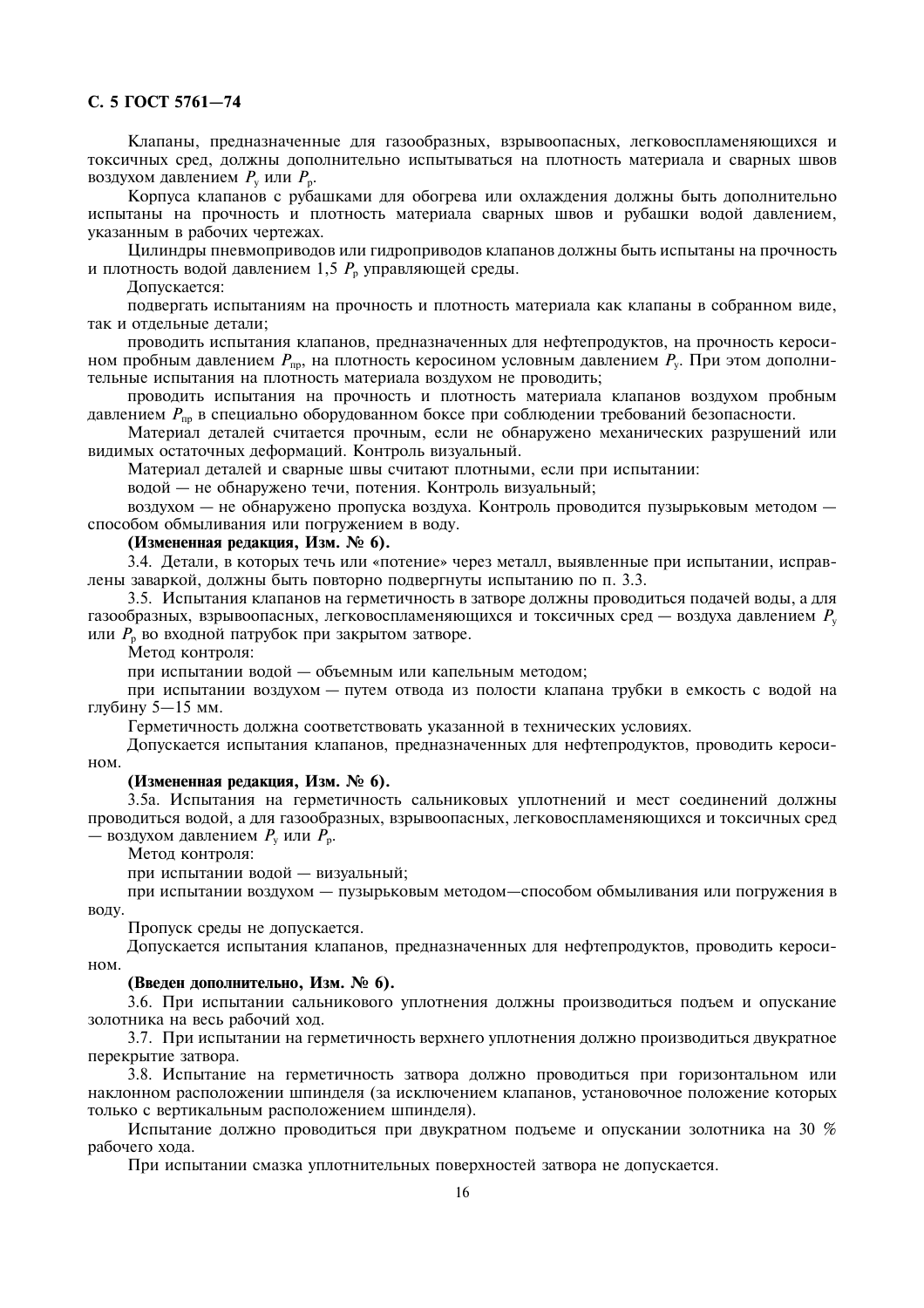Клапаны, предназначенные для газообразных, взрывоопасных, легковоспламеняющихся и токсичных сред, должны дополнительно испытываться на плотность материала и сварных швов воздухом давлением $P_у$ или $P_р$.

Корпуса клапанов с рубашками для обогрева или охлаждения должны быть дополнительно испытаны на прочность и плотность материала сварных швов и рубашки водой давлением, указанным в рабочих чертежах.

Цилиндры пневмоприводов или гидроприводов клапанов должны быть испытаны на прочность и плотность водой давлением 1,5 $P_р$ управляющей среды.

Допускается:

подвергать испытаниям на прочность и плотность материала как клапаны в собранном виде, так и отдельные детали;

проводить испытания клапанов, предназначенных для нефтепродуктов, на прочность керосином пробным давлением $P_{пр}$, на плотность керосином условным давлением $P_у$. При этом дополнительные испытания на плотность материала воздухом не проводить;

проводить испытания на прочность и плотность материала клапанов воздухом пробным давлением $P_{пр}$ в специально оборудованном боксе при соблюдении требований безопасности.

Материал деталей считается прочным, если не обнаружено механических разрушений или видимых остаточных деформаций. Контроль визуальный.

Материал деталей и сварные швы считают плотными, если при испытании:

водой — не обнаружено течи, потения. Контроль визуальный;

воздухом — не обнаружено пропуска воздуха. Контроль проводится пузырьковым методом — способом обмыливания или погружением в воду.

**(Измененная редакция, Изм. № 6).**

3.4. Детали, в которых течь или «потение» через металл, выявленные при испытании, исправлены заваркой, должны быть повторно подвергнуты испытанию по п. 3.3.

3.5. Испытания клапанов на герметичность в затворе должны проводиться подачей воды, а для газообразных, взрывоопасных, легковоспламеняющихся и токсичных сред — воздуха давлением $P_у$ или $P_р$ во входной патрубок при закрытом затворе.

Метод контроля:

при испытании водой — объемным или капельным методом;

при испытании воздухом — путем отвода из полости клапана трубки в емкость с водой на глубину 5—15 мм.

Герметичность должна соответствовать указанной в технических условиях.

Допускается испытания клапанов, предназначенных для нефтепродуктов, проводить керосином.

**(Измененная редакция, Изм. № 6).**

3.5а. Испытания на герметичность сальниковых уплотнений и мест соединений должны проводиться водой, а для газообразных, взрывоопасных, легковоспламеняющихся и токсичных сред — воздухом давлением $P_у$ или $P_р$.

Метод контроля:

при испытании водой — визуальный;

при испытании воздухом — пузырьковым методом—способом обмыливания или погружения в воду.

Пропуск среды не допускается.

Допускается испытания клапанов, предназначенных для нефтепродуктов, проводить керосином.

**(Введен дополнительно, Изм. № 6).**

3.6. При испытании сальникового уплотнения должны производиться подъем и опускание золотника на весь рабочий ход.

3.7. При испытании на герметичность верхнего уплотнения должно производиться двукратное перекрытие затвора.

3.8. Испытание на герметичность затвора должно проводиться при горизонтальном или наклонном расположении шпинделя (за исключением клапанов, установочное положение которых только с вертикальным расположением шпинделя).

Испытание должно проводиться при двукратном подъеме и опускании золотника на 30 % рабочего хода.

При испытании смазка уплотнительных поверхностей затвора не допускается.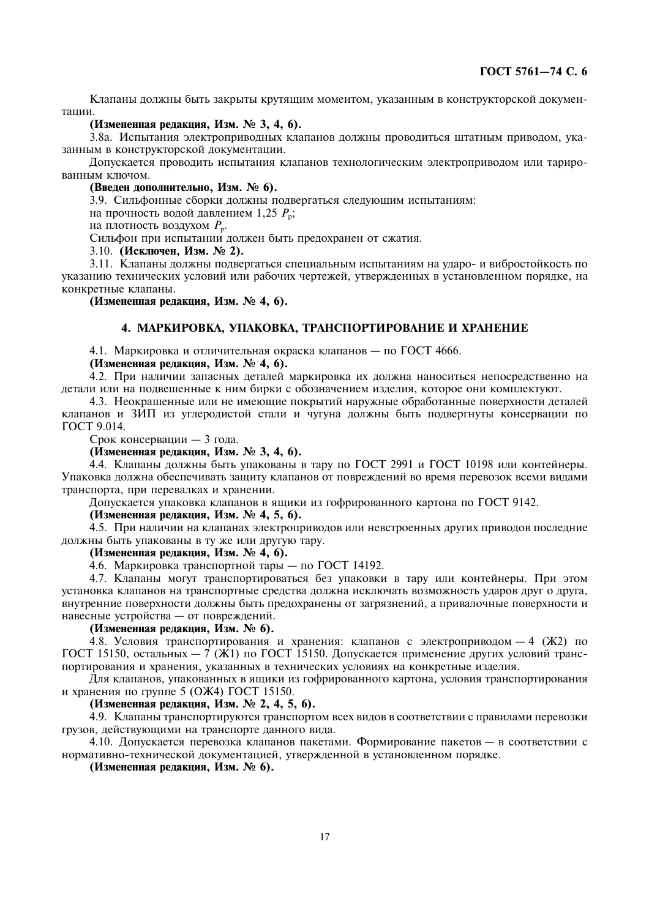Клапаны должны быть закрыты крутящим моментом, указанным в конструкторской документации.

**(Измененная редакция, Изм. № 3, 4, 6).**

3.8а. Испытания электроприводных клапанов должны проводиться штатным приводом, указанным в конструкторской документации.

Допускается проводить испытания клапанов технологическим электроприводом или тарированным ключом.

**(Введен дополнительно, Изм. № 6).**

3.9. Сильфонные сборки должны подвергаться следующим испытаниям:

на прочность водой давлением 1,25 $P_р$;

на плотность воздухом $P_р$.

Сильфон при испытании должен быть предохранен от сжатия.

3.10. **(Исключен, Изм. № 2).**

3.11. Клапаны должны подвергаться специальным испытаниям на ударо- и вибростойкость по указанию технических условий или рабочих чертежей, утвержденных в установленном порядке, на конкретные клапаны.

**(Измененная редакция, Изм. № 4, 6).**

## 4. МАРКИРОВКА, УПАКОВКА, ТРАНСПОРТИРОВАНИЕ И ХРАНЕНИЕ

4.1. Маркировка и отличительная окраска клапанов — по ГОСТ 4666.

**(Измененная редакция, Изм. № 4, 6).**

4.2. При наличии запасных деталей маркировка их должна наноситься непосредственно на детали или на подвешенные к ним бирки с обозначением изделия, которое они комплектуют.

4.3. Неокрашенные или не имеющие покрытий наружные обработанные поверхности деталей клапанов и ЗИП из углеродистой стали и чугуна должны быть подвергнуты консервации по ГОСТ 9.014.

Срок консервации — 3 года.

**(Измененная редакция, Изм. № 3, 4, 6).**

4.4. Клапаны должны быть упакованы в тару по ГОСТ 2991 и ГОСТ 10198 или контейнеры. Упаковка должна обеспечивать защиту клапанов от повреждений во время перевозок всеми видами транспорта, при перевалках и хранении.

Допускается упаковка клапанов в ящики из гофрированного картона по ГОСТ 9142.

**(Измененная редакция, Изм. № 4, 5, 6).**

4.5. При наличии на клапанах электроприводов или невстроенных других приводов последние должны быть упакованы в ту же или другую тару.

**(Измененная редакция, Изм. № 4, 6).**

4.6. Маркировка транспортной тары — по ГОСТ 14192.

4.7. Клапаны могут транспортироваться без упаковки в тару или контейнеры. При этом установка клапанов на транспортные средства должна исключать возможность ударов друг о друга, внутренние поверхности должны быть предохранены от загрязнений, а привалочные поверхности и навесные устройства — от повреждений.

**(Измененная редакция, Изм. № 6).**

4.8. Условия транспортирования и хранения: клапанов с электроприводом — 4 (Ж2) по ГОСТ 15150, остальных — 7 (Ж1) по ГОСТ 15150. Допускается применение других условий транспортирования и хранения, указанных в технических условиях на конкретные изделия.

Для клапанов, упакованных в ящики из гофрированного картона, условия транспортирования и хранения по группе 5 (ОЖ4) ГОСТ 15150.

**(Измененная редакция, Изм. № 2, 4, 5, 6).**

4.9. Клапаны транспортируются транспортом всех видов в соответствии с правилами перевозки грузов, действующими на транспорте данного вида.

4.10. Допускается перевозка клапанов пакетами. Формирование пакетов — в соответствии с нормативно-технической документацией, утвержденной в установленном порядке.

**(Измененная редакция, Изм. № 6).**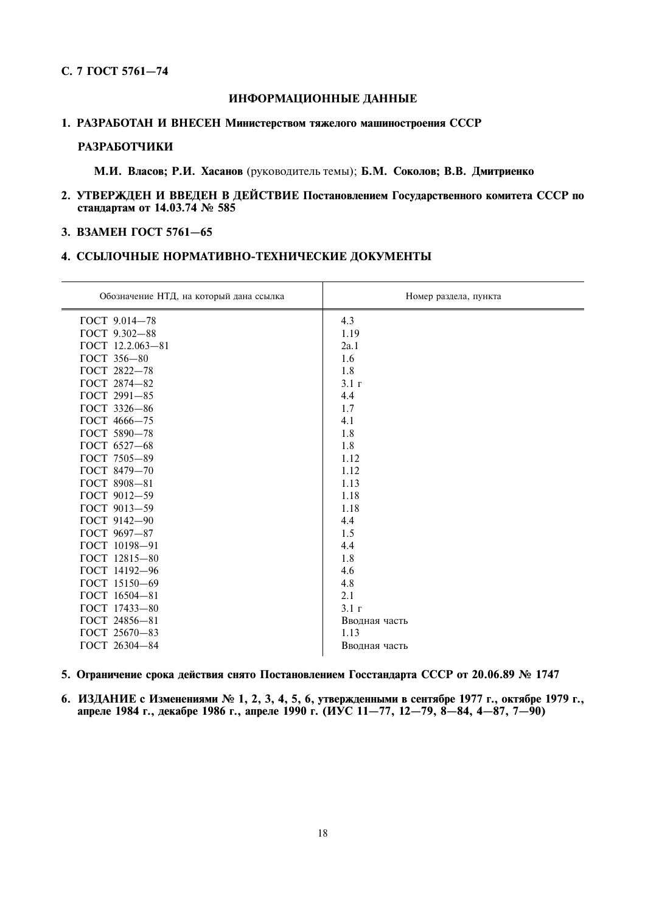## ИНФОРМАЦИОННЫЕ ДАННЫЕ

**1. РАЗРАБОТАН И ВНЕСЕН Министерством тяжелого машиностроения СССР**

**РАЗРАБОТЧИКИ**

**М.И. Власов; Р.И. Хасанов** (руководитель темы); **Б.М. Соколов; В.В. Дмитриенко**

**2. УТВЕРЖДЕН И ВВЕДЕН В ДЕЙСТВИЕ Постановлением Государственного комитета СССР по стандартам от 14.03.74 № 585**

**3. ВЗАМЕН ГОСТ 5761—65**

**4. ССЫЛОЧНЫЕ НОРМАТИВНО-ТЕХНИЧЕСКИЕ ДОКУМЕНТЫ**

| Обозначение НТД, на который дана ссылка | Номер раздела, пункта |
|---|---|
| ГОСТ 9.014—78 | 4.3 |
| ГОСТ 9.302—88 | 1.19 |
| ГОСТ 12.2.063—81 | 2а.1 |
| ГОСТ 356—80 | 1.6 |
| ГОСТ 2822—78 | 1.8 |
| ГОСТ 2874—82 | 3.1 г |
| ГОСТ 2991—85 | 4.4 |
| ГОСТ 3326—86 | 1.7 |
| ГОСТ 4666—75 | 4.1 |
| ГОСТ 5890—78 | 1.8 |
| ГОСТ 6527—68 | 1.8 |
| ГОСТ 7505—89 | 1.12 |
| ГОСТ 8479—70 | 1.12 |
| ГОСТ 8908—81 | 1.13 |
| ГОСТ 9012—59 | 1.18 |
| ГОСТ 9013—59 | 1.18 |
| ГОСТ 9142—90 | 4.4 |
| ГОСТ 9697—87 | 1.5 |
| ГОСТ 10198—91 | 4.4 |
| ГОСТ 12815—80 | 1.8 |
| ГОСТ 14192—96 | 4.6 |
| ГОСТ 15150—69 | 4.8 |
| ГОСТ 16504—81 | 2.1 |
| ГОСТ 17433—80 | 3.1 г |
| ГОСТ 24856—81 | Вводная часть |
| ГОСТ 25670—83 | 1.13 |
| ГОСТ 26304—84 | Вводная часть |

**5. Ограничение срока действия снято Постановлением Госстандарта СССР от 20.06.89 № 1747**

**6. ИЗДАНИЕ с Изменениями № 1, 2, 3, 4, 5, 6, утвержденными в сентябре 1977 г., октябре 1979 г., апреле 1984 г., декабре 1986 г., апреле 1990 г. (ИУС 11—77, 12—79, 8—84, 4—87, 7—90)**